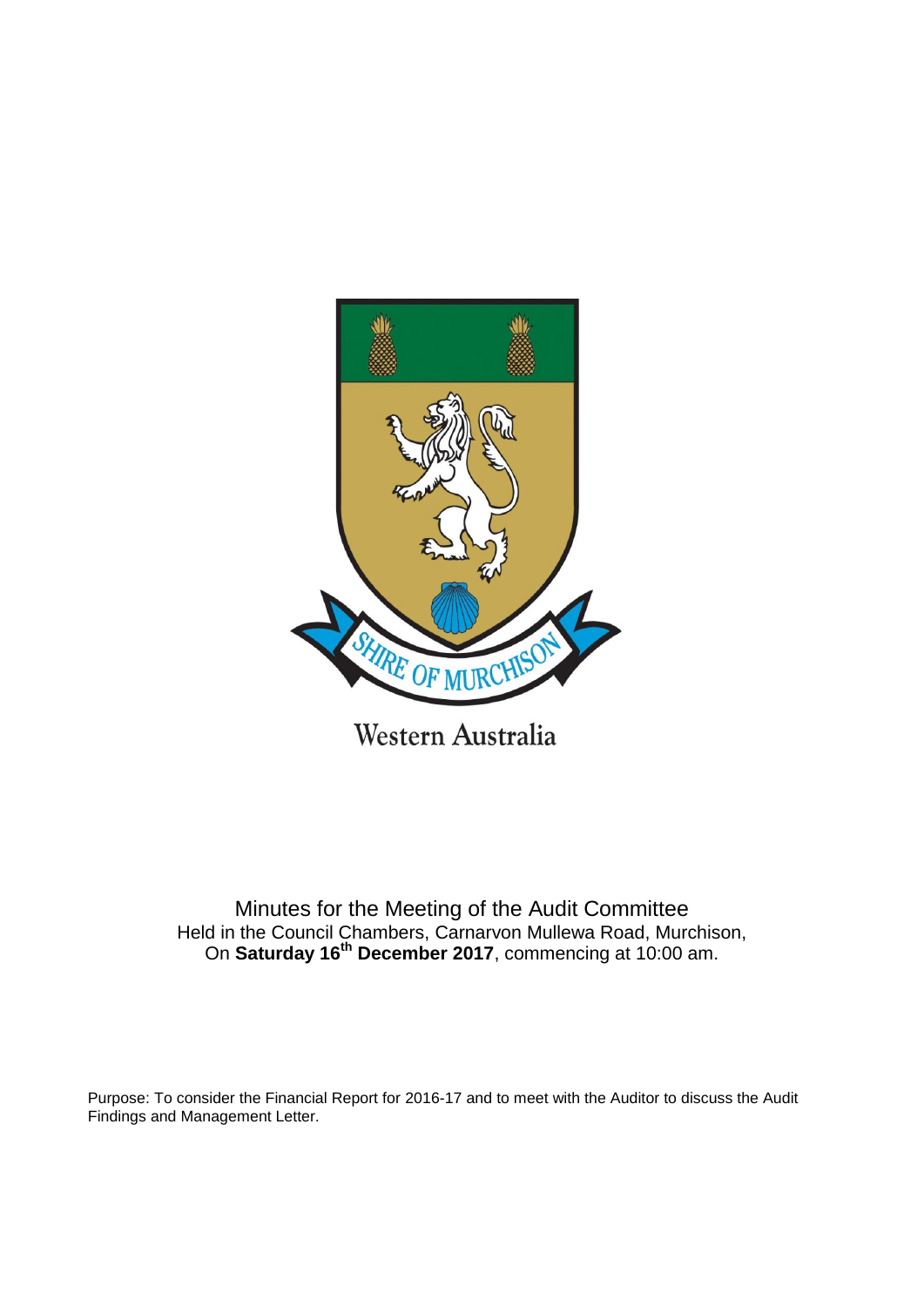SHIRE OF MURCHISON

Western Australia

Minutes for the Meeting of the Audit Committee
Held in the Council Chambers, Carnarvon Mullewa Road, Murchison,
On **Saturday 16th December 2017**, commencing at 10:00 am.

Purpose: To consider the Financial Report for 2016-17 and to meet with the Auditor to discuss the Audit Findings and Management Letter.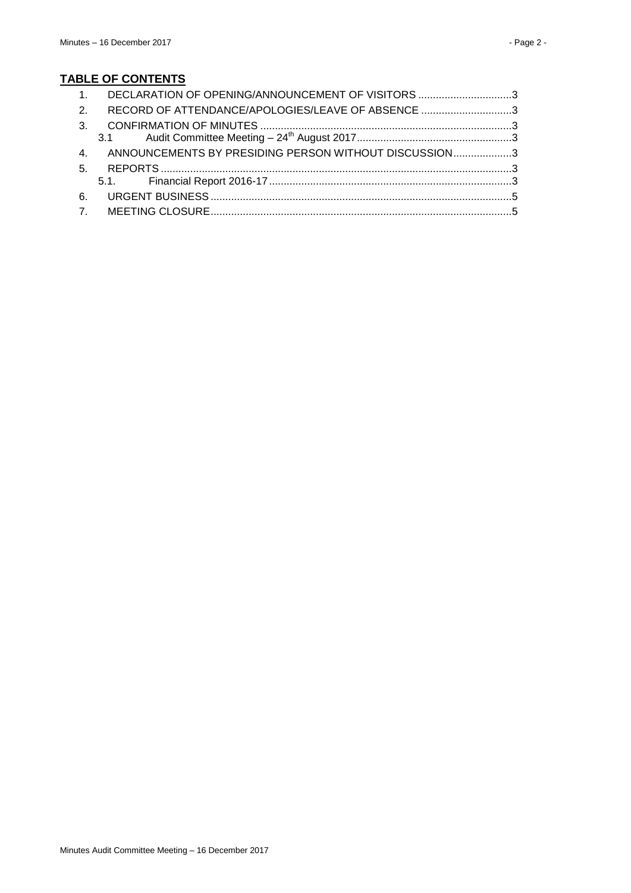**TABLE OF CONTENTS**

1. DECLARATION OF OPENING/ANNOUNCEMENT OF VISITORS ................................3
2. RECORD OF ATTENDANCE/APOLOGIES/LEAVE OF ABSENCE ...............................3
3. CONFIRMATION OF MINUTES .....................................................................................3
   - 3.1 Audit Committee Meeting – 24th August 2017.....................................................3
4. ANNOUNCEMENTS BY PRESIDING PERSON WITHOUT DISCUSSION....................3
5. REPORTS .......................................................................................................................3
   - 5.1. Financial Report 2016-17..................................................................................3
6. URGENT BUSINESS......................................................................................................5
7. MEETING CLOSURE......................................................................................................5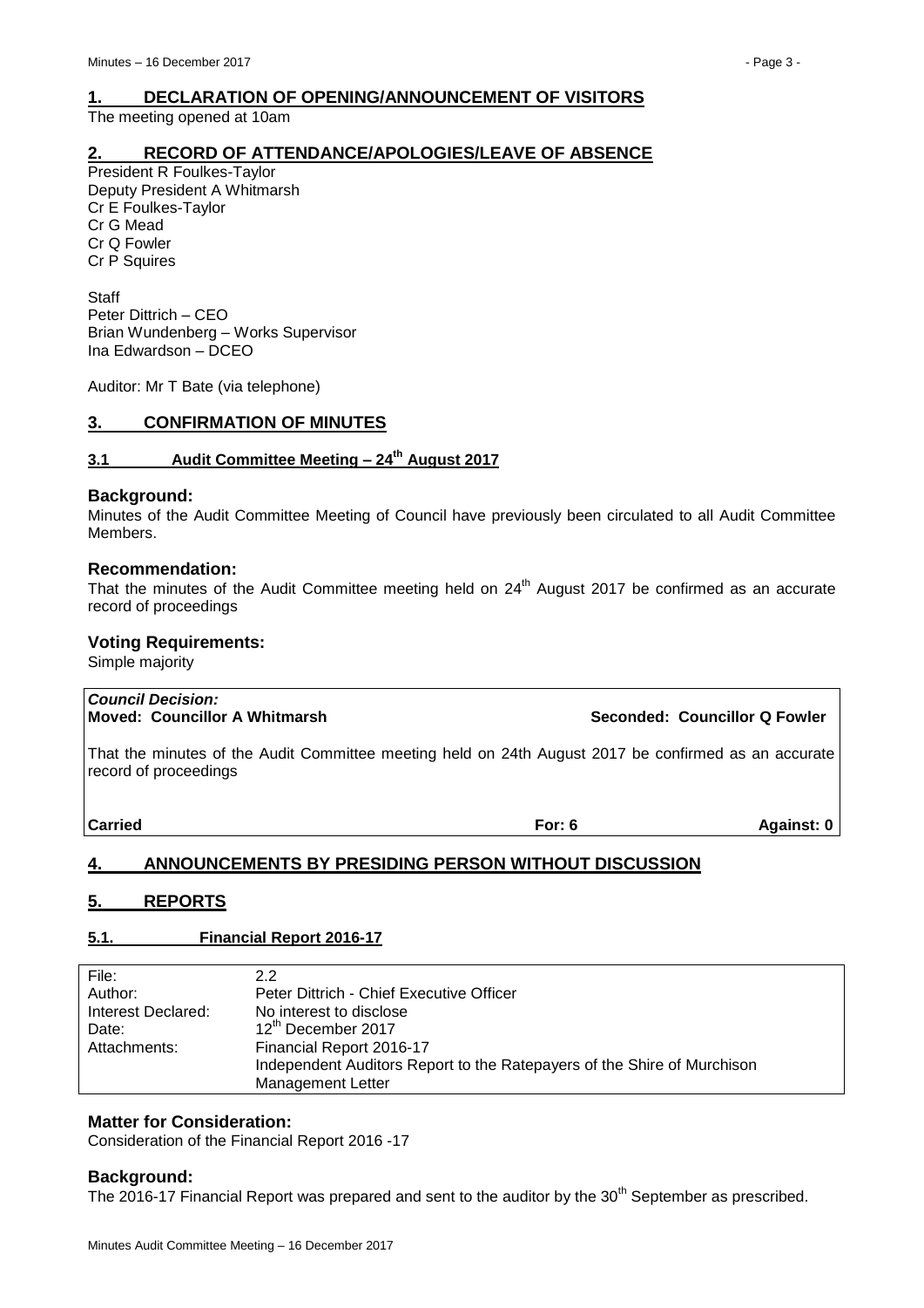## 1. DECLARATION OF OPENING/ANNOUNCEMENT OF VISITORS

The meeting opened at 10am

## 2. RECORD OF ATTENDANCE/APOLOGIES/LEAVE OF ABSENCE

President R Foulkes-Taylor
Deputy President A Whitmarsh
Cr E Foulkes-Taylor
Cr G Mead
Cr Q Fowler
Cr P Squires

Staff
Peter Dittrich – CEO
Brian Wundenberg – Works Supervisor
Ina Edwardson – DCEO

Auditor: Mr T Bate (via telephone)

## 3. CONFIRMATION OF MINUTES

### 3.1 Audit Committee Meeting – 24th August 2017

**Background:**

Minutes of the Audit Committee Meeting of Council have previously been circulated to all Audit Committee Members.

**Recommendation:**

That the minutes of the Audit Committee meeting held on 24th August 2017 be confirmed as an accurate record of proceedings

**Voting Requirements:**

Simple majority

| ***Council Decision:*** | | |
|---|---|---|
| **Moved: Councillor A Whitmarsh** | | **Seconded: Councillor Q Fowler** |
| That the minutes of the Audit Committee meeting held on 24th August 2017 be confirmed as an accurate record of proceedings | | |
| **Carried** | **For: 6** | **Against: 0** |

## 4. ANNOUNCEMENTS BY PRESIDING PERSON WITHOUT DISCUSSION

## 5. REPORTS

### 5.1. Financial Report 2016-17

| | |
|---|---|
| File: | 2.2 |
| Author: | Peter Dittrich - Chief Executive Officer |
| Interest Declared: | No interest to disclose |
| Date: | 12th December 2017 |
| Attachments: | Financial Report 2016-17<br>Independent Auditors Report to the Ratepayers of the Shire of Murchison<br>Management Letter |

**Matter for Consideration:**

Consideration of the Financial Report 2016 -17

**Background:**

The 2016-17 Financial Report was prepared and sent to the auditor by the 30th September as prescribed.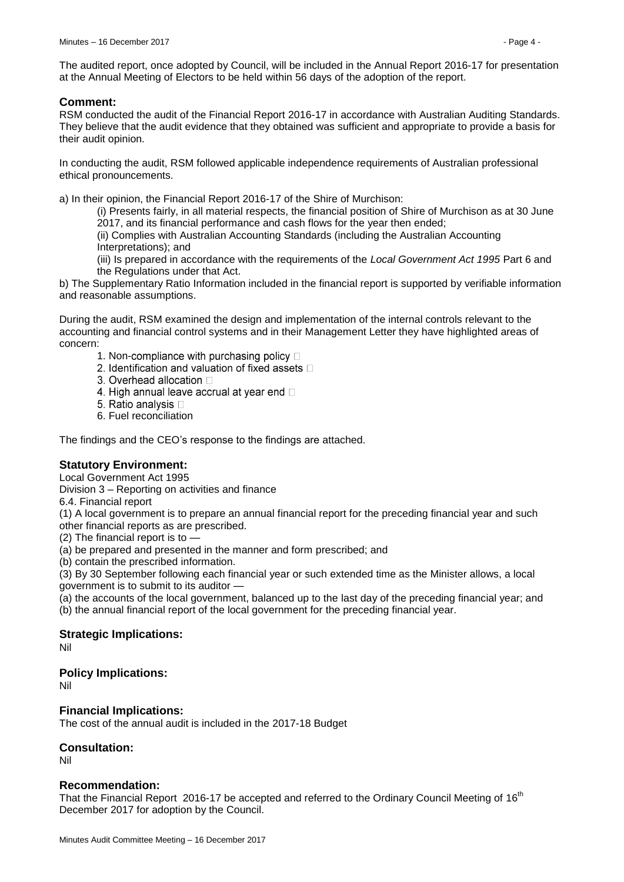The audited report, once adopted by Council, will be included in the Annual Report 2016-17 for presentation at the Annual Meeting of Electors to be held within 56 days of the adoption of the report.

### Comment:

RSM conducted the audit of the Financial Report 2016-17 in accordance with Australian Auditing Standards. They believe that the audit evidence that they obtained was sufficient and appropriate to provide a basis for their audit opinion.

In conducting the audit, RSM followed applicable independence requirements of Australian professional ethical pronouncements.

a) In their opinion, the Financial Report 2016-17 of the Shire of Murchison:

(i) Presents fairly, in all material respects, the financial position of Shire of Murchison as at 30 June 2017, and its financial performance and cash flows for the year then ended;

(ii) Complies with Australian Accounting Standards (including the Australian Accounting Interpretations); and

(iii) Is prepared in accordance with the requirements of the *Local Government Act 1995* Part 6 and the Regulations under that Act.

b) The Supplementary Ratio Information included in the financial report is supported by verifiable information and reasonable assumptions.

During the audit, RSM examined the design and implementation of the internal controls relevant to the accounting and financial control systems and in their Management Letter they have highlighted areas of concern:

1. Non-compliance with purchasing policy
2. Identification and valuation of fixed assets
3. Overhead allocation
4. High annual leave accrual at year end
5. Ratio analysis
6. Fuel reconciliation

The findings and the CEO's response to the findings are attached.

### Statutory Environment:

Local Government Act 1995

Division 3 – Reporting on activities and finance

6.4. Financial report

(1) A local government is to prepare an annual financial report for the preceding financial year and such other financial reports as are prescribed.

(2) The financial report is to —

(a) be prepared and presented in the manner and form prescribed; and

(b) contain the prescribed information.

(3) By 30 September following each financial year or such extended time as the Minister allows, a local government is to submit to its auditor —

(a) the accounts of the local government, balanced up to the last day of the preceding financial year; and

(b) the annual financial report of the local government for the preceding financial year.

### Strategic Implications:

Nil

### Policy Implications:

Nil

### Financial Implications:

The cost of the annual audit is included in the 2017-18 Budget

### Consultation:

Nil

### Recommendation:

That the Financial Report 2016-17 be accepted and referred to the Ordinary Council Meeting of 16th December 2017 for adoption by the Council.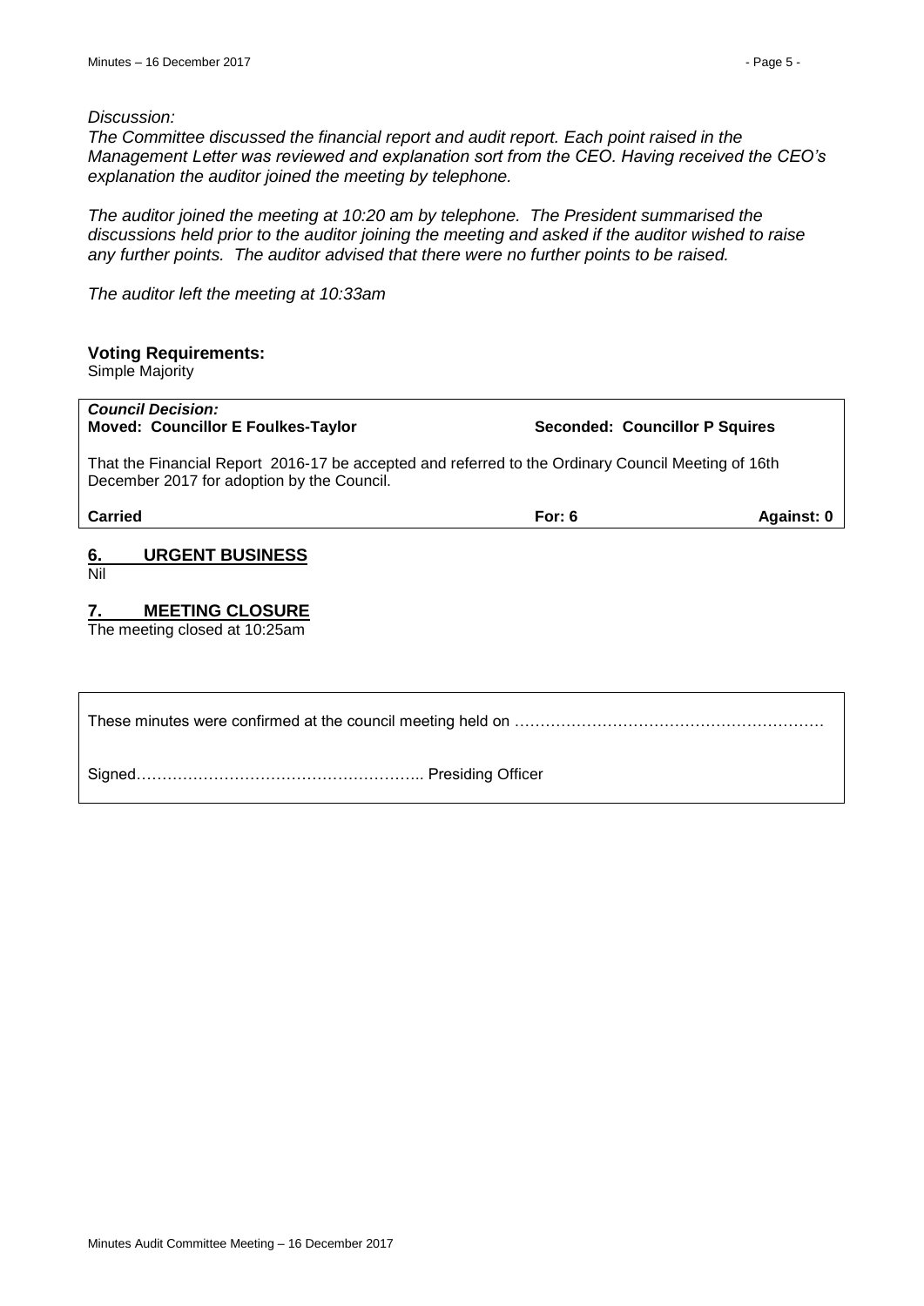*Discussion:*

*The Committee discussed the financial report and audit report. Each point raised in the Management Letter was reviewed and explanation sort from the CEO. Having received the CEO's explanation the auditor joined the meeting by telephone.*

*The auditor joined the meeting at 10:20 am by telephone. The President summarised the discussions held prior to the auditor joining the meeting and asked if the auditor wished to raise any further points. The auditor advised that there were no further points to be raised.*

*The auditor left the meeting at 10:33am*

**Voting Requirements:**
Simple Majority

***Council Decision:***
**Moved: Councillor E Foulkes-Taylor** **Seconded: Councillor P Squires**

That the Financial Report 2016-17 be accepted and referred to the Ordinary Council Meeting of 16th December 2017 for adoption by the Council.

**Carried** **For: 6** **Against: 0**

## 6. URGENT BUSINESS

Nil

## 7. MEETING CLOSURE

The meeting closed at 10:25am

These minutes were confirmed at the council meeting held on …………………………………………………

Signed……………………………………………….. Presiding Officer